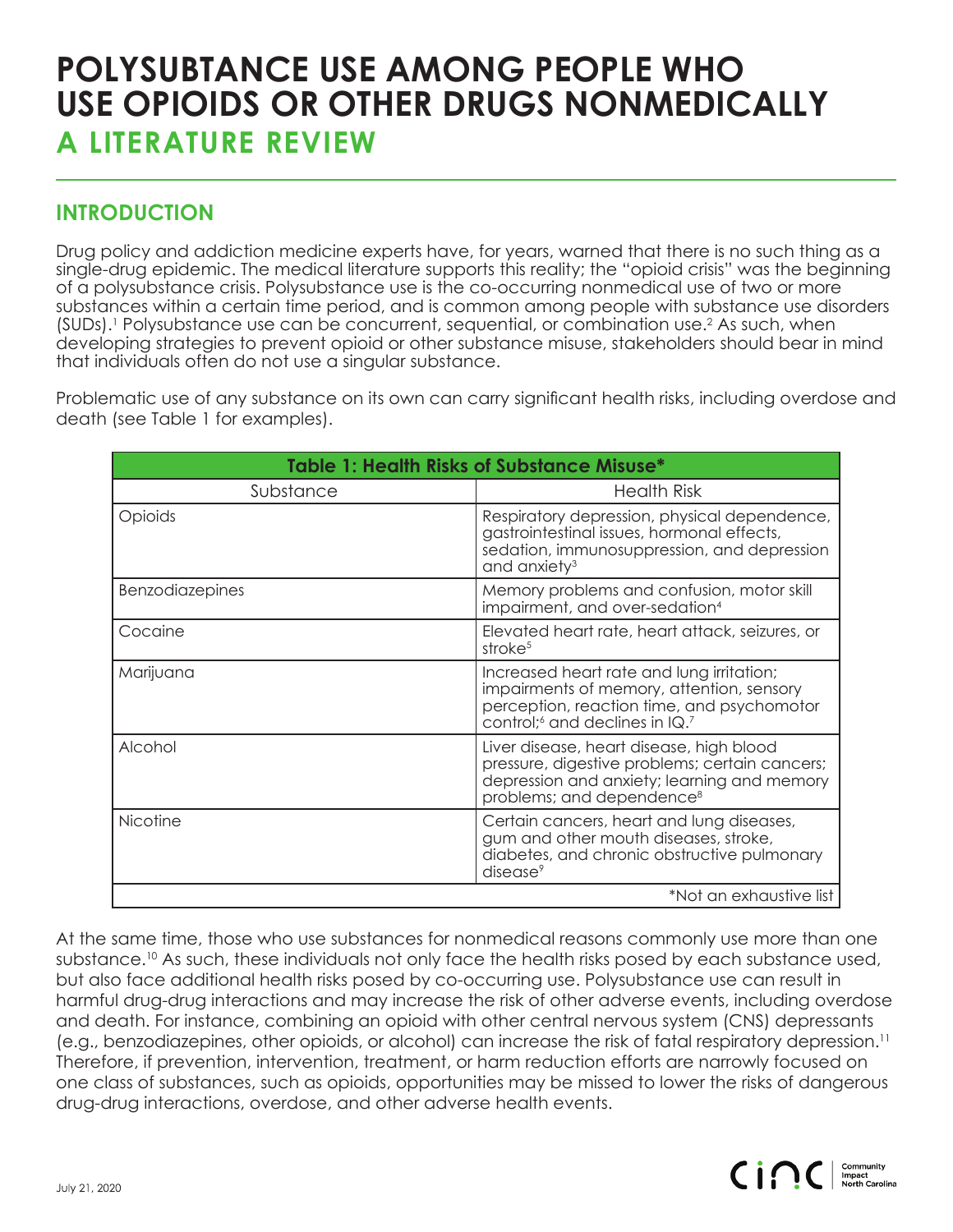# POLYSUBSTANCE USE AMONG PEOPLE WHO USE OPIOIDS OR OTHER DRUGS NONMEDICALLY

## A LITERATURE REVIEW

## INTRODUCTION

Drug policy and addiction medicine experts have, for years, warned that there is no such thing as a single-drug epidemic. The medical literature supports this reality; the "opioid crisis" was the beginning of a polysubstance crisis. Polysubstance use is the co-occurring nonmedical use of two or more substances within a certain time period, and is common among people with substance use disorders (SUDs).[1] Polysubstance use can be concurrent, sequential, or combination use.[2] As such, when developing strategies to prevent opioid or other substance misuse, stakeholders should bear in mind that individuals often do not use a singular substance.

Problematic use of any substance on its own can carry significant health risks, including overdose and death (see Table 1 for examples).

| Table 1: Health Risks of Substance Misuse* | |
|---|---|
| Substance | Health Risk |
| Opioids | Respiratory depression, physical dependence, gastrointestinal issues, hormonal effects, sedation, immunosuppression, and depression and anxiety[3] |
| Benzodiazepines | Memory problems and confusion, motor skill impairment, and over-sedation[4] |
| Cocaine | Elevated heart rate, heart attack, seizures, or stroke[5] |
| Marijuana | Increased heart rate and lung irritation; impairments of memory, attention, sensory perception, reaction time, and psychomotor control;[6] and declines in IQ.[7] |
| Alcohol | Liver disease, heart disease, high blood pressure, digestive problems; certain cancers; depression and anxiety; learning and memory problems; and dependence[8] |
| Nicotine | Certain cancers, heart and lung diseases, gum and other mouth diseases, stroke, diabetes, and chronic obstructive pulmonary disease[9] |
| | *Not an exhaustive list |

At the same time, those who use substances for nonmedical reasons commonly use more than one substance.[10] As such, these individuals not only face the health risks posed by each substance used, but also face additional health risks posed by co-occurring use. Polysubstance use can result in harmful drug-drug interactions and may increase the risk of other adverse events, including overdose and death. For instance, combining an opioid with other central nervous system (CNS) depressants (e.g., benzodiazepines, other opioids, or alcohol) can increase the risk of fatal respiratory depression.[11] Therefore, if prevention, intervention, treatment, or harm reduction efforts are narrowly focused on one class of substances, such as opioids, opportunities may be missed to lower the risks of dangerous drug-drug interactions, overdose, and other adverse health events.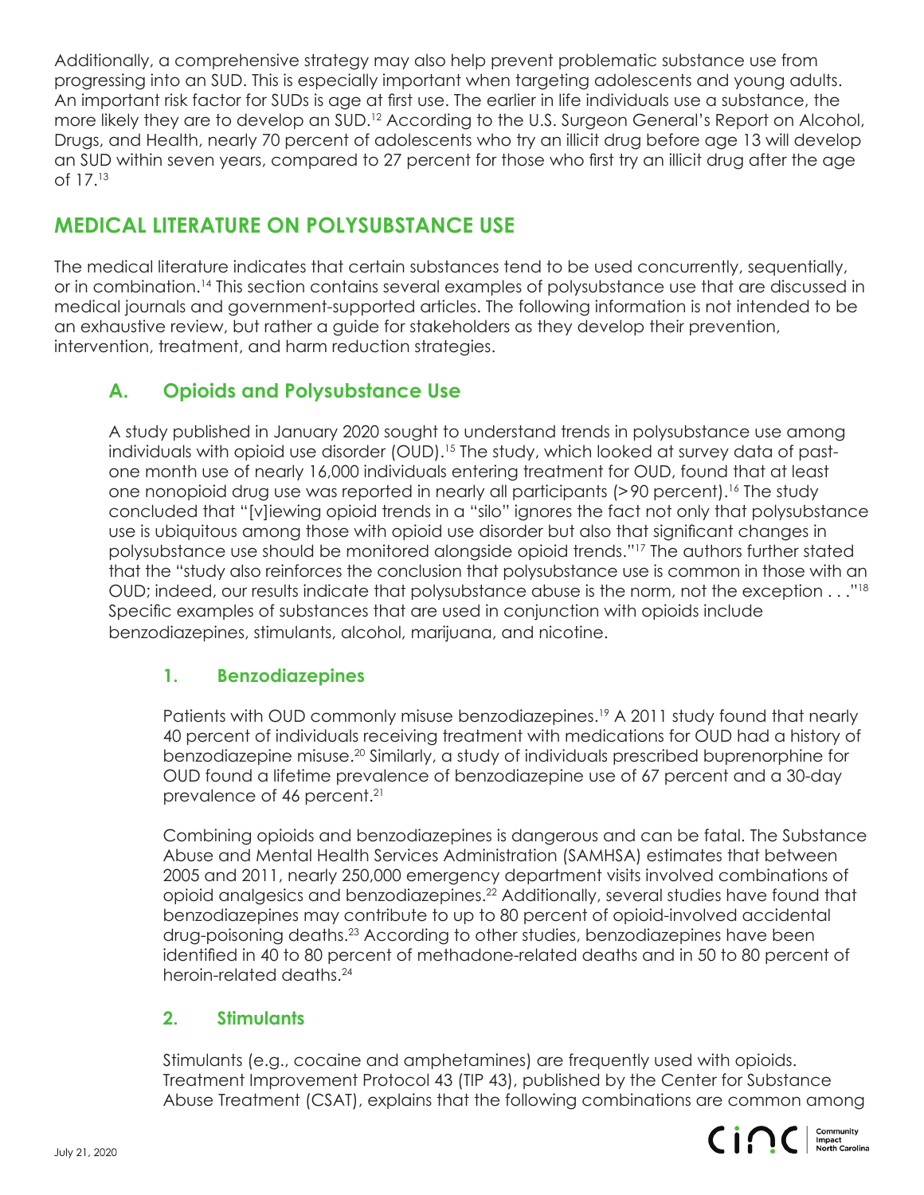Additionally, a comprehensive strategy may also help prevent problematic substance use from progressing into an SUD. This is especially important when targeting adolescents and young adults. An important risk factor for SUDs is age at first use. The earlier in life individuals use a substance, the more likely they are to develop an SUD.[12] According to the U.S. Surgeon General's Report on Alcohol, Drugs, and Health, nearly 70 percent of adolescents who try an illicit drug before age 13 will develop an SUD within seven years, compared to 27 percent for those who first try an illicit drug after the age of 17.[13]

## MEDICAL LITERATURE ON POLYSUBSTANCE USE

The medical literature indicates that certain substances tend to be used concurrently, sequentially, or in combination.[14] This section contains several examples of polysubstance use that are discussed in medical journals and government-supported articles. The following information is not intended to be an exhaustive review, but rather a guide for stakeholders as they develop their prevention, intervention, treatment, and harm reduction strategies.

### A. Opioids and Polysubstance Use

A study published in January 2020 sought to understand trends in polysubstance use among individuals with opioid use disorder (OUD).[15] The study, which looked at survey data of past-one month use of nearly 16,000 individuals entering treatment for OUD, found that at least one nonopioid drug use was reported in nearly all participants (>90 percent).[16] The study concluded that "[v]iewing opioid trends in a "silo" ignores the fact not only that polysubstance use is ubiquitous among those with opioid use disorder but also that significant changes in polysubstance use should be monitored alongside opioid trends."[17] The authors further stated that the "study also reinforces the conclusion that polysubstance use is common in those with an OUD; indeed, our results indicate that polysubstance abuse is the norm, not the exception . . ."[18] Specific examples of substances that are used in conjunction with opioids include benzodiazepines, stimulants, alcohol, marijuana, and nicotine.

#### 1. Benzodiazepines

Patients with OUD commonly misuse benzodiazepines.[19] A 2011 study found that nearly 40 percent of individuals receiving treatment with medications for OUD had a history of benzodiazepine misuse.[20] Similarly, a study of individuals prescribed buprenorphine for OUD found a lifetime prevalence of benzodiazepine use of 67 percent and a 30-day prevalence of 46 percent.[21]

Combining opioids and benzodiazepines is dangerous and can be fatal. The Substance Abuse and Mental Health Services Administration (SAMHSA) estimates that between 2005 and 2011, nearly 250,000 emergency department visits involved combinations of opioid analgesics and benzodiazepines.[22] Additionally, several studies have found that benzodiazepines may contribute to up to 80 percent of opioid-involved accidental drug-poisoning deaths.[23] According to other studies, benzodiazepines have been identified in 40 to 80 percent of methadone-related deaths and in 50 to 80 percent of heroin-related deaths.[24]

#### 2. Stimulants

Stimulants (e.g., cocaine and amphetamines) are frequently used with opioids. Treatment Improvement Protocol 43 (TIP 43), published by the Center for Substance Abuse Treatment (CSAT), explains that the following combinations are common among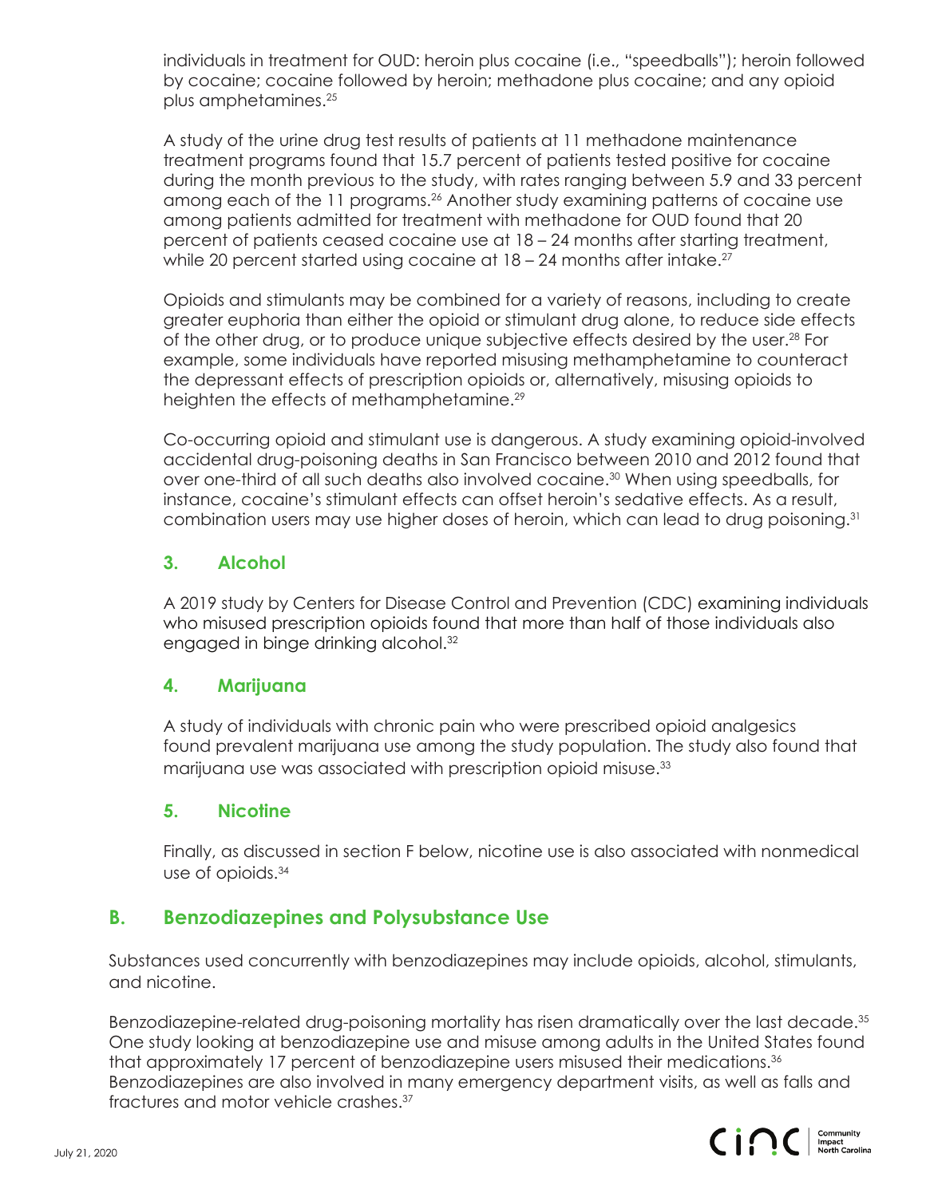individuals in treatment for OUD: heroin plus cocaine (i.e., "speedballs"); heroin followed by cocaine; cocaine followed by heroin; methadone plus cocaine; and any opioid plus amphetamines.[25]

A study of the urine drug test results of patients at 11 methadone maintenance treatment programs found that 15.7 percent of patients tested positive for cocaine during the month previous to the study, with rates ranging between 5.9 and 33 percent among each of the 11 programs.[26] Another study examining patterns of cocaine use among patients admitted for treatment with methadone for OUD found that 20 percent of patients ceased cocaine use at 18 – 24 months after starting treatment, while 20 percent started using cocaine at 18 – 24 months after intake.[27]

Opioids and stimulants may be combined for a variety of reasons, including to create greater euphoria than either the opioid or stimulant drug alone, to reduce side effects of the other drug, or to produce unique subjective effects desired by the user.[28] For example, some individuals have reported misusing methamphetamine to counteract the depressant effects of prescription opioids or, alternatively, misusing opioids to heighten the effects of methamphetamine.[29]

Co-occurring opioid and stimulant use is dangerous. A study examining opioid-involved accidental drug-poisoning deaths in San Francisco between 2010 and 2012 found that over one-third of all such deaths also involved cocaine.[30] When using speedballs, for instance, cocaine's stimulant effects can offset heroin's sedative effects. As a result, combination users may use higher doses of heroin, which can lead to drug poisoning.[31]

### 3. Alcohol

A 2019 study by Centers for Disease Control and Prevention (CDC) examining individuals who misused prescription opioids found that more than half of those individuals also engaged in binge drinking alcohol.[32]

### 4. Marijuana

A study of individuals with chronic pain who were prescribed opioid analgesics found prevalent marijuana use among the study population. The study also found that marijuana use was associated with prescription opioid misuse.[33]

### 5. Nicotine

Finally, as discussed in section F below, nicotine use is also associated with nonmedical use of opioids.[34]

## B. Benzodiazepines and Polysubstance Use

Substances used concurrently with benzodiazepines may include opioids, alcohol, stimulants, and nicotine.

Benzodiazepine-related drug-poisoning mortality has risen dramatically over the last decade.[35] One study looking at benzodiazepine use and misuse among adults in the United States found that approximately 17 percent of benzodiazepine users misused their medications.[36] Benzodiazepines are also involved in many emergency department visits, as well as falls and fractures and motor vehicle crashes.[37]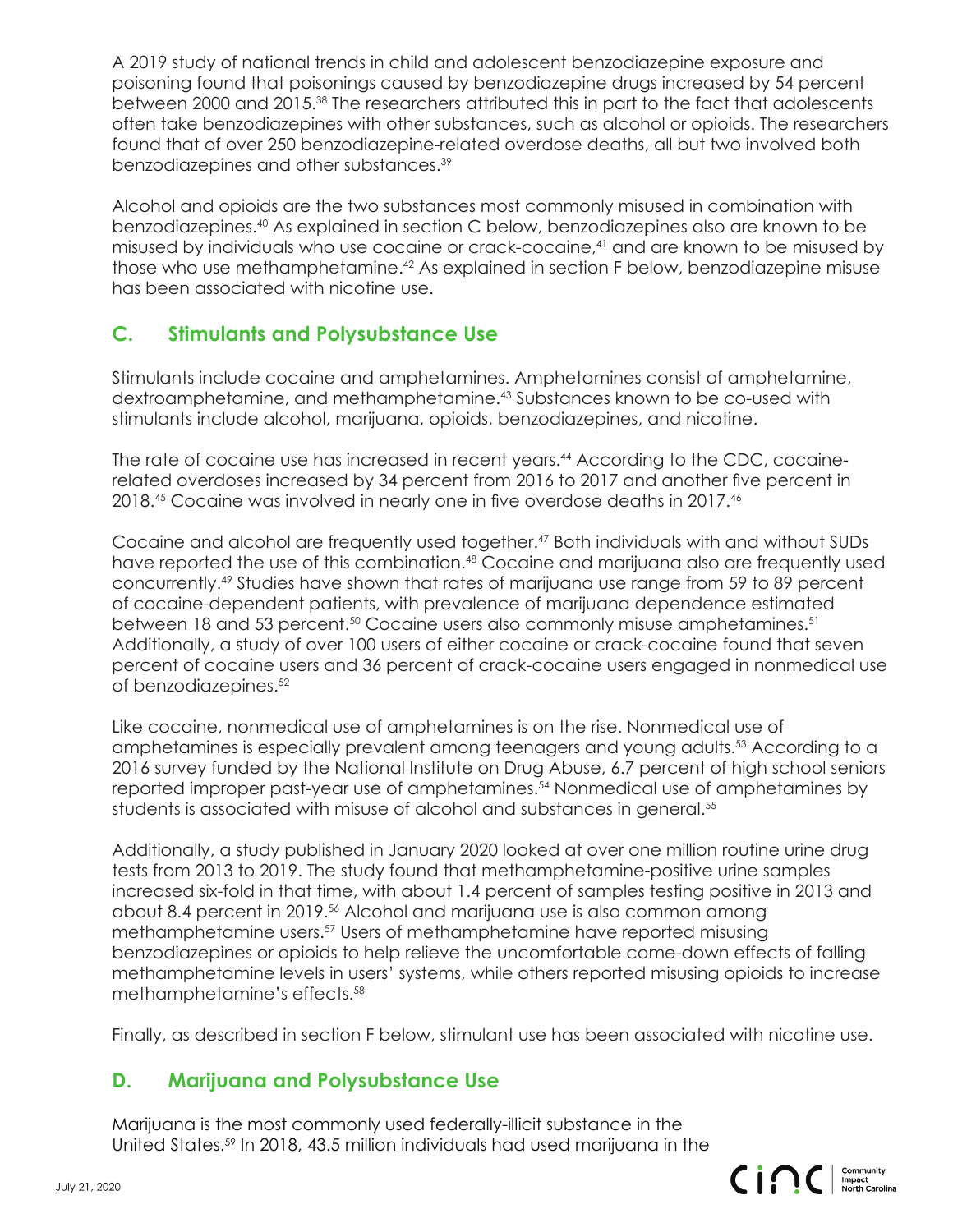A 2019 study of national trends in child and adolescent benzodiazepine exposure and poisoning found that poisonings caused by benzodiazepine drugs increased by 54 percent between 2000 and 2015.[38] The researchers attributed this in part to the fact that adolescents often take benzodiazepines with other substances, such as alcohol or opioids. The researchers found that of over 250 benzodiazepine-related overdose deaths, all but two involved both benzodiazepines and other substances.[39]

Alcohol and opioids are the two substances most commonly misused in combination with benzodiazepines.[40] As explained in section C below, benzodiazepines also are known to be misused by individuals who use cocaine or crack-cocaine,[41] and are known to be misused by those who use methamphetamine.[42] As explained in section F below, benzodiazepine misuse has been associated with nicotine use.

## C. Stimulants and Polysubstance Use

Stimulants include cocaine and amphetamines. Amphetamines consist of amphetamine, dextroamphetamine, and methamphetamine.[43] Substances known to be co-used with stimulants include alcohol, marijuana, opioids, benzodiazepines, and nicotine.

The rate of cocaine use has increased in recent years.[44] According to the CDC, cocaine-related overdoses increased by 34 percent from 2016 to 2017 and another five percent in 2018.[45] Cocaine was involved in nearly one in five overdose deaths in 2017.[46]

Cocaine and alcohol are frequently used together.[47] Both individuals with and without SUDs have reported the use of this combination.[48] Cocaine and marijuana also are frequently used concurrently.[49] Studies have shown that rates of marijuana use range from 59 to 89 percent of cocaine-dependent patients, with prevalence of marijuana dependence estimated between 18 and 53 percent.[50] Cocaine users also commonly misuse amphetamines.[51] Additionally, a study of over 100 users of either cocaine or crack-cocaine found that seven percent of cocaine users and 36 percent of crack-cocaine users engaged in nonmedical use of benzodiazepines.[52]

Like cocaine, nonmedical use of amphetamines is on the rise. Nonmedical use of amphetamines is especially prevalent among teenagers and young adults.[53] According to a 2016 survey funded by the National Institute on Drug Abuse, 6.7 percent of high school seniors reported improper past-year use of amphetamines.[54] Nonmedical use of amphetamines by students is associated with misuse of alcohol and substances in general.[55]

Additionally, a study published in January 2020 looked at over one million routine urine drug tests from 2013 to 2019. The study found that methamphetamine-positive urine samples increased six-fold in that time, with about 1.4 percent of samples testing positive in 2013 and about 8.4 percent in 2019.[56] Alcohol and marijuana use is also common among methamphetamine users.[57] Users of methamphetamine have reported misusing benzodiazepines or opioids to help relieve the uncomfortable come-down effects of falling methamphetamine levels in users' systems, while others reported misusing opioids to increase methamphetamine's effects.[58]

Finally, as described in section F below, stimulant use has been associated with nicotine use.

## D. Marijuana and Polysubstance Use

Marijuana is the most commonly used federally-illicit substance in the United States.[59] In 2018, 43.5 million individuals had used marijuana in the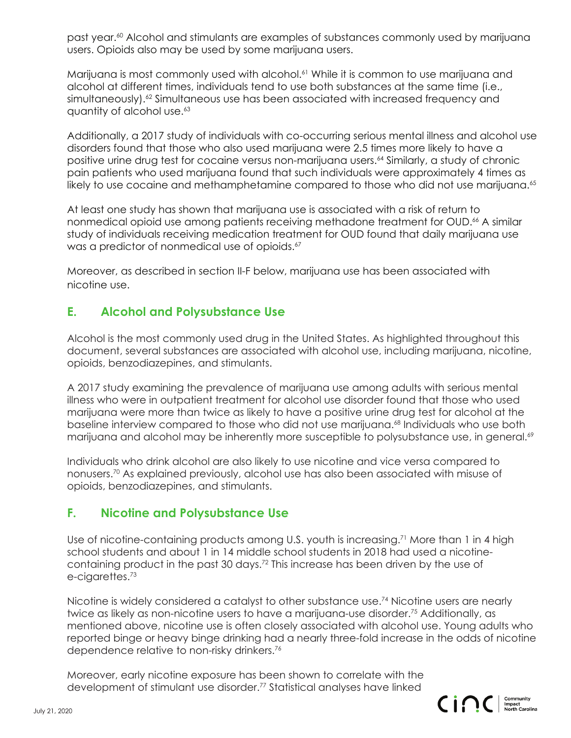past year.[60] Alcohol and stimulants are examples of substances commonly used by marijuana users. Opioids also may be used by some marijuana users.

Marijuana is most commonly used with alcohol.[61] While it is common to use marijuana and alcohol at different times, individuals tend to use both substances at the same time (i.e., simultaneously).[62] Simultaneous use has been associated with increased frequency and quantity of alcohol use.[63]

Additionally, a 2017 study of individuals with co-occurring serious mental illness and alcohol use disorders found that those who also used marijuana were 2.5 times more likely to have a positive urine drug test for cocaine versus non-marijuana users.[64] Similarly, a study of chronic pain patients who used marijuana found that such individuals were approximately 4 times as likely to use cocaine and methamphetamine compared to those who did not use marijuana.[65]

At least one study has shown that marijuana use is associated with a risk of return to nonmedical opioid use among patients receiving methadone treatment for OUD.[66] A similar study of individuals receiving medication treatment for OUD found that daily marijuana use was a predictor of nonmedical use of opioids.[67]

Moreover, as described in section II-F below, marijuana use has been associated with nicotine use.

## E. Alcohol and Polysubstance Use

Alcohol is the most commonly used drug in the United States. As highlighted throughout this document, several substances are associated with alcohol use, including marijuana, nicotine, opioids, benzodiazepines, and stimulants.

A 2017 study examining the prevalence of marijuana use among adults with serious mental illness who were in outpatient treatment for alcohol use disorder found that those who used marijuana were more than twice as likely to have a positive urine drug test for alcohol at the baseline interview compared to those who did not use marijuana.[68] Individuals who use both marijuana and alcohol may be inherently more susceptible to polysubstance use, in general.[69]

Individuals who drink alcohol are also likely to use nicotine and vice versa compared to nonusers.[70] As explained previously, alcohol use has also been associated with misuse of opioids, benzodiazepines, and stimulants.

## F. Nicotine and Polysubstance Use

Use of nicotine-containing products among U.S. youth is increasing.[71] More than 1 in 4 high school students and about 1 in 14 middle school students in 2018 had used a nicotine-containing product in the past 30 days.[72] This increase has been driven by the use of e-cigarettes.[73]

Nicotine is widely considered a catalyst to other substance use.[74] Nicotine users are nearly twice as likely as non-nicotine users to have a marijuana-use disorder.[75] Additionally, as mentioned above, nicotine use is often closely associated with alcohol use. Young adults who reported binge or heavy binge drinking had a nearly three-fold increase in the odds of nicotine dependence relative to non-risky drinkers.[76]

Moreover, early nicotine exposure has been shown to correlate with the development of stimulant use disorder.[77] Statistical analyses have linked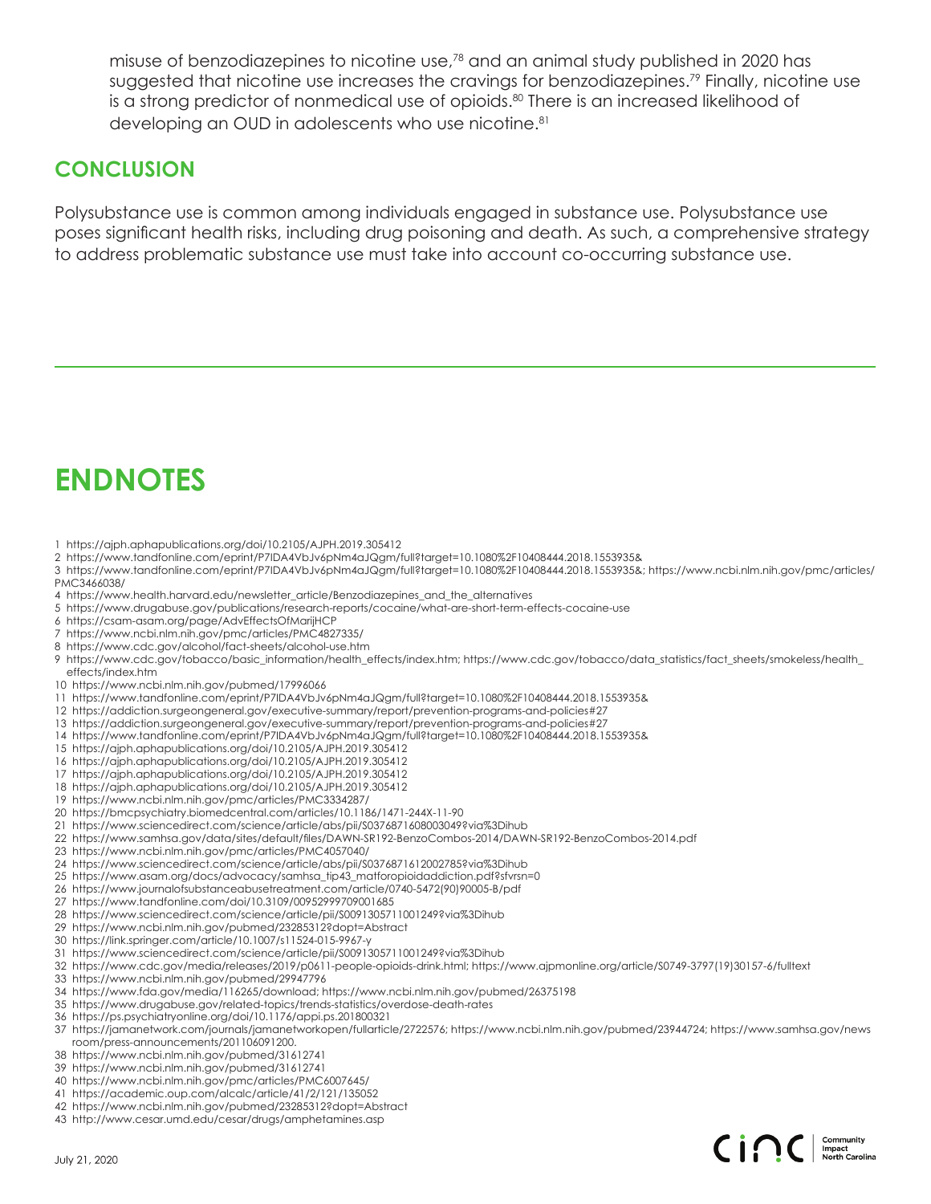misuse of benzodiazepines to nicotine use,[78] and an animal study published in 2020 has suggested that nicotine use increases the cravings for benzodiazepines.[79] Finally, nicotine use is a strong predictor of nonmedical use of opioids.[80] There is an increased likelihood of developing an OUD in adolescents who use nicotine.[81]

## CONCLUSION

Polysubstance use is common among individuals engaged in substance use. Polysubstance use poses significant health risks, including drug poisoning and death. As such, a comprehensive strategy to address problematic substance use must take into account co-occurring substance use.

# ENDNOTES

1 https://ajph.aphapublications.org/doi/10.2105/AJPH.2019.305412
2 https://www.tandfonline.com/eprint/P7IDA4VbJv6pNm4aJQgm/full?target=10.1080%2F10408444.2018.1553935&
3 https://www.tandfonline.com/eprint/P7IDA4VbJv6pNm4aJQgm/full?target=10.1080%2F10408444.2018.1553935&; https://www.ncbi.nlm.nih.gov/pmc/articles/PMC3466038/
4 https://www.health.harvard.edu/newsletter_article/Benzodiazepines_and_the_alternatives
5 https://www.drugabuse.gov/publications/research-reports/cocaine/what-are-short-term-effects-cocaine-use
6 https://csam-asam.org/page/AdvEffectsOfMarijHCP
7 https://www.ncbi.nlm.nih.gov/pmc/articles/PMC4827335/
8 https://www.cdc.gov/alcohol/fact-sheets/alcohol-use.htm
9 https://www.cdc.gov/tobacco/basic_information/health_effects/index.htm; https://www.cdc.gov/tobacco/data_statistics/fact_sheets/smokeless/health_effects/index.htm
10 https://www.ncbi.nlm.nih.gov/pubmed/17996066
11 https://www.tandfonline.com/eprint/P7IDA4VbJv6pNm4aJQgm/full?target=10.1080%2F10408444.2018.1553935&
12 https://addiction.surgeongeneral.gov/executive-summary/report/prevention-programs-and-policies#27
13 https://addiction.surgeongeneral.gov/executive-summary/report/prevention-programs-and-policies#27
14 https://www.tandfonline.com/eprint/P7IDA4VbJv6pNm4aJQgm/full?target=10.1080%2F10408444.2018.1553935&
15 https://ajph.aphapublications.org/doi/10.2105/AJPH.2019.305412
16 https://ajph.aphapublications.org/doi/10.2105/AJPH.2019.305412
17 https://ajph.aphapublications.org/doi/10.2105/AJPH.2019.305412
18 https://ajph.aphapublications.org/doi/10.2105/AJPH.2019.305412
19 https://www.ncbi.nlm.nih.gov/pmc/articles/PMC3334287/
20 https://bmcpsychiatry.biomedcentral.com/articles/10.1186/1471-244X-11-90
21 https://www.sciencedirect.com/science/article/abs/pii/S0376871608003049?via%3Dihub
22 https://www.samhsa.gov/data/sites/default/files/DAWN-SR192-BenzoCombos-2014/DAWN-SR192-BenzoCombos-2014.pdf
23 https://www.ncbi.nlm.nih.gov/pmc/articles/PMC4057040/
24 https://www.sciencedirect.com/science/article/abs/pii/S0376871612002785?via%3Dihub
25 https://www.asam.org/docs/advocacy/samhsa_tip43_matforopioidaddiction.pdf?sfvrsn=0
26 https://www.journalofsubstanceabusetreatment.com/article/0740-5472(90)90005-B/pdf
27 https://www.tandfonline.com/doi/10.3109/00952999709001685
28 https://www.sciencedirect.com/science/article/pii/S0091305711001249?via%3Dihub
29 https://www.ncbi.nlm.nih.gov/pubmed/23285312?dopt=Abstract
30 https://link.springer.com/article/10.1007/s11524-015-9967-y
31 https://www.sciencedirect.com/science/article/pii/S0091305711001249?via%3Dihub
32 https://www.cdc.gov/media/releases/2019/p0611-people-opioids-drink.html; https://www.ajpmonline.org/article/S0749-3797(19)30157-6/fulltext
33 https://www.ncbi.nlm.nih.gov/pubmed/29947796
34 https://www.fda.gov/media/116265/download; https://www.ncbi.nlm.nih.gov/pubmed/26375198
35 https://www.drugabuse.gov/related-topics/trends-statistics/overdose-death-rates
36 https://ps.psychiatryonline.org/doi/10.1176/appi.ps.201800321
37 https://jamanetwork.com/journals/jamanetworkopen/fullarticle/2722576; https://www.ncbi.nlm.nih.gov/pubmed/23944724; https://www.samhsa.gov/newsroom/press-announcements/201106091200.
38 https://www.ncbi.nlm.nih.gov/pubmed/31612741
39 https://www.ncbi.nlm.nih.gov/pubmed/31612741
40 https://www.ncbi.nlm.nih.gov/pmc/articles/PMC6007645/
41 https://academic.oup.com/alcalc/article/41/2/121/135052
42 https://www.ncbi.nlm.nih.gov/pubmed/23285312?dopt=Abstract
43 http://www.cesar.umd.edu/cesar/drugs/amphetamines.asp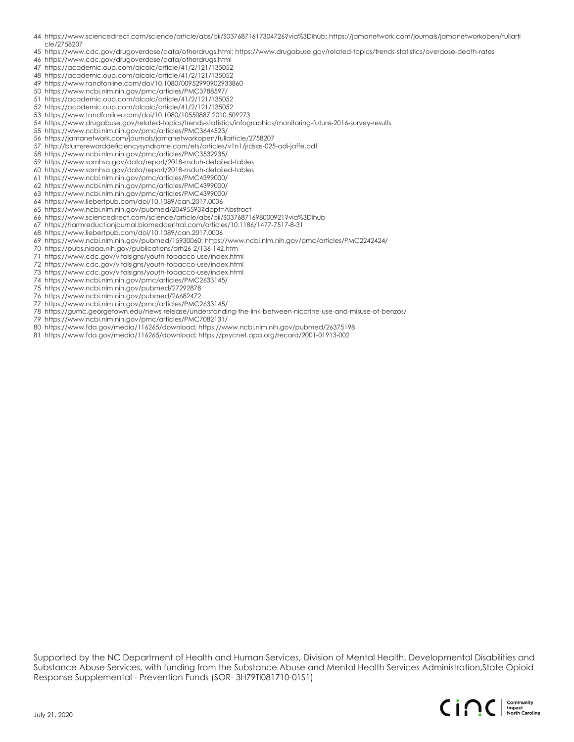44 https://www.sciencedirect.com/science/article/abs/pii/S0376871617304726?via%3Dihub; https://jamanetwork.com/journals/jamanetworkopen/fullarticle/2758207
45 https://www.cdc.gov/drugoverdose/data/otherdrugs.html; https://www.drugabuse.gov/related-topics/trends-statistics/overdose-death-rates
46 https://www.cdc.gov/drugoverdose/data/otherdrugs.html
47 https://academic.oup.com/alcalc/article/41/2/121/135052
48 https://academic.oup.com/alcalc/article/41/2/121/135052
49 https://www.tandfonline.com/doi/10.1080/00952990902933860
50 https://www.ncbi.nlm.nih.gov/pmc/articles/PMC3788597/
51 https://academic.oup.com/alcalc/article/41/2/121/135052
52 https://academic.oup.com/alcalc/article/41/2/121/135052
53 https://www.tandfonline.com/doi/10.1080/10550887.2010.509273
54 https://www.drugabuse.gov/related-topics/trends-statistics/infographics/monitoring-future-2016-survey-results
55 https://www.ncbi.nlm.nih.gov/pmc/articles/PMC3644523/
56 https://jamanetwork.com/journals/jamanetworkopen/fullarticle/2758207
57 http://blumsrewarddeficiencysyndrome.com/ets/articles/v1n1/jrdsas-025-adi-jaffe.pdf
58 https://www.ncbi.nlm.nih.gov/pmc/articles/PMC3532935/
59 https://www.samhsa.gov/data/report/2018-nsduh-detailed-tables
60 https://www.samhsa.gov/data/report/2018-nsduh-detailed-tables
61 https://www.ncbi.nlm.nih.gov/pmc/articles/PMC4399000/
62 https://www.ncbi.nlm.nih.gov/pmc/articles/PMC4399000/
63 https://www.ncbi.nlm.nih.gov/pmc/articles/PMC4399000/
64 https://www.liebertpub.com/doi/10.1089/can.2017.0006
65 https://www.ncbi.nlm.nih.gov/pubmed/20495593?dopt=Abstract
66 https://www.sciencedirect.com/science/article/abs/pii/S0376871698000921?via%3Dihub
67 https://harmreductionjournal.biomedcentral.com/articles/10.1186/1477-7517-8-31
68 https://www.liebertpub.com/doi/10.1089/can.2017.0006
69 https://www.ncbi.nlm.nih.gov/pubmed/15930060; https://www.ncbi.nlm.nih.gov/pmc/articles/PMC2242424/
70 https://pubs.niaaa.nih.gov/publications/arh26-2/136-142.htm
71 https://www.cdc.gov/vitalsigns/youth-tobacco-use/index.html
72 https://www.cdc.gov/vitalsigns/youth-tobacco-use/index.html
73 https://www.cdc.gov/vitalsigns/youth-tobacco-use/index.html
74 https://www.ncbi.nlm.nih.gov/pmc/articles/PMC2633145/
75 https://www.ncbi.nlm.nih.gov/pubmed/27292878
76 https://www.ncbi.nlm.nih.gov/pubmed/26682472
77 https://www.ncbi.nlm.nih.gov/pmc/articles/PMC2633145/
78 https://gumc.georgetown.edu/news-release/understanding-the-link-between-nicotine-use-and-misuse-of-benzos/
79 https://www.ncbi.nlm.nih.gov/pmc/articles/PMC7082131/
80 https://www.fda.gov/media/116265/download; https://www.ncbi.nlm.nih.gov/pubmed/26375198
81 https://www.fda.gov/media/116265/download; https://psycnet.apa.org/record/2001-01913-002

Supported by the NC Department of Health and Human Services, Division of Mental Health, Developmental Disabilities and Substance Abuse Services, with funding from the Substance Abuse and Mental Health Services Administration,State Opioid Response Supplemental - Prevention Funds (SOR- 3H79TI081710-01S1)

July 21, 2020

cinc | Community Impact North Carolina